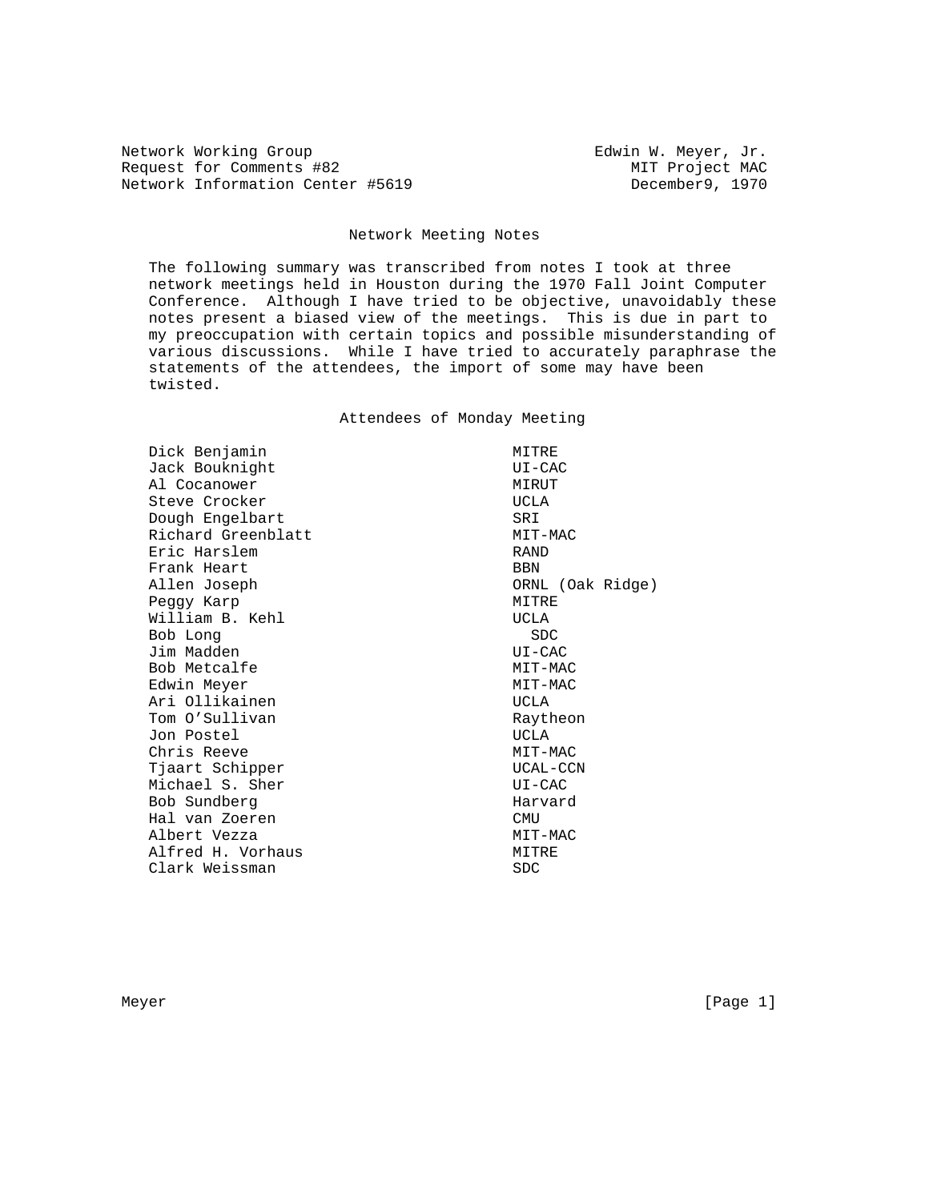Network Working Group  
Request for Comments #82  
Network Information Center #5619

Edwin W. Meyer, Jr.  
MIT Project MAC  
December9, 1970

# Network Meeting Notes

The following summary was transcribed from notes I took at three network meetings held in Houston during the 1970 Fall Joint Computer Conference. Although I have tried to be objective, unavoidably these notes present a biased view of the meetings. This is due in part to my preoccupation with certain topics and possible misunderstanding of various discussions. While I have tried to accurately paraphrase the statements of the attendees, the import of some may have been twisted.

## Attendees of Monday Meeting

| | |
|---|---|
| Dick Benjamin | MITRE |
| Jack Bouknight | UI-CAC |
| Al Cocanower | MIRUT |
| Steve Crocker | UCLA |
| Dough Engelbart | SRI |
| Richard Greenblatt | MIT-MAC |
| Eric Harslem | RAND |
| Frank Heart | BBN |
| Allen Joseph | ORNL (Oak Ridge) |
| Peggy Karp | MITRE |
| William B. Kehl | UCLA |
| Bob Long | SDC |
| Jim Madden | UI-CAC |
| Bob Metcalfe | MIT-MAC |
| Edwin Meyer | MIT-MAC |
| Ari Ollikainen | UCLA |
| Tom O'Sullivan | Raytheon |
| Jon Postel | UCLA |
| Chris Reeve | MIT-MAC |
| Tjaart Schipper | UCAL-CCN |
| Michael S. Sher | UI-CAC |
| Bob Sundberg | Harvard |
| Hal van Zoeren | CMU |
| Albert Vezza | MIT-MAC |
| Alfred H. Vorhaus | MITRE |
| Clark Weissman | SDC |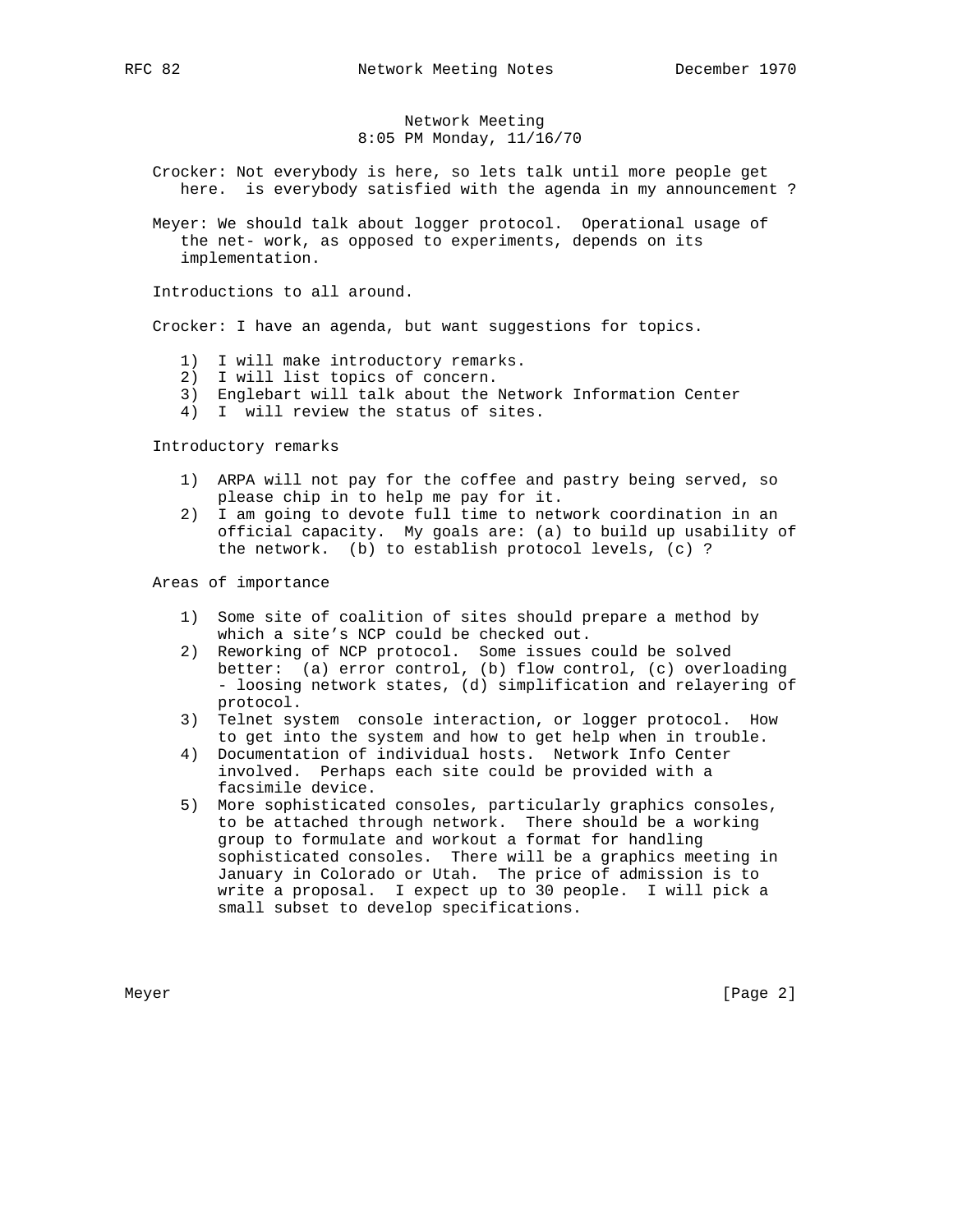Network Meeting
8:05 PM Monday, 11/16/70

Crocker: Not everybody is here, so lets talk until more people get here. is everybody satisfied with the agenda in my announcement ?

Meyer: We should talk about logger protocol. Operational usage of the net- work, as opposed to experiments, depends on its implementation.

Introductions to all around.

Crocker: I have an agenda, but want suggestions for topics.

1) I will make introductory remarks.
2) I will list topics of concern.
3) Englebart will talk about the Network Information Center
4) I will review the status of sites.

Introductory remarks

1) ARPA will not pay for the coffee and pastry being served, so please chip in to help me pay for it.
2) I am going to devote full time to network coordination in an official capacity. My goals are: (a) to build up usability of the network. (b) to establish protocol levels, (c) ?

Areas of importance

1) Some site of coalition of sites should prepare a method by which a site's NCP could be checked out.
2) Reworking of NCP protocol. Some issues could be solved better: (a) error control, (b) flow control, (c) overloading - loosing network states, (d) simplification and relayering of protocol.
3) Telnet system console interaction, or logger protocol. How to get into the system and how to get help when in trouble.
4) Documentation of individual hosts. Network Info Center involved. Perhaps each site could be provided with a facsimile device.
5) More sophisticated consoles, particularly graphics consoles, to be attached through network. There should be a working group to formulate and workout a format for handling sophisticated consoles. There will be a graphics meeting in January in Colorado or Utah. The price of admission is to write a proposal. I expect up to 30 people. I will pick a small subset to develop specifications.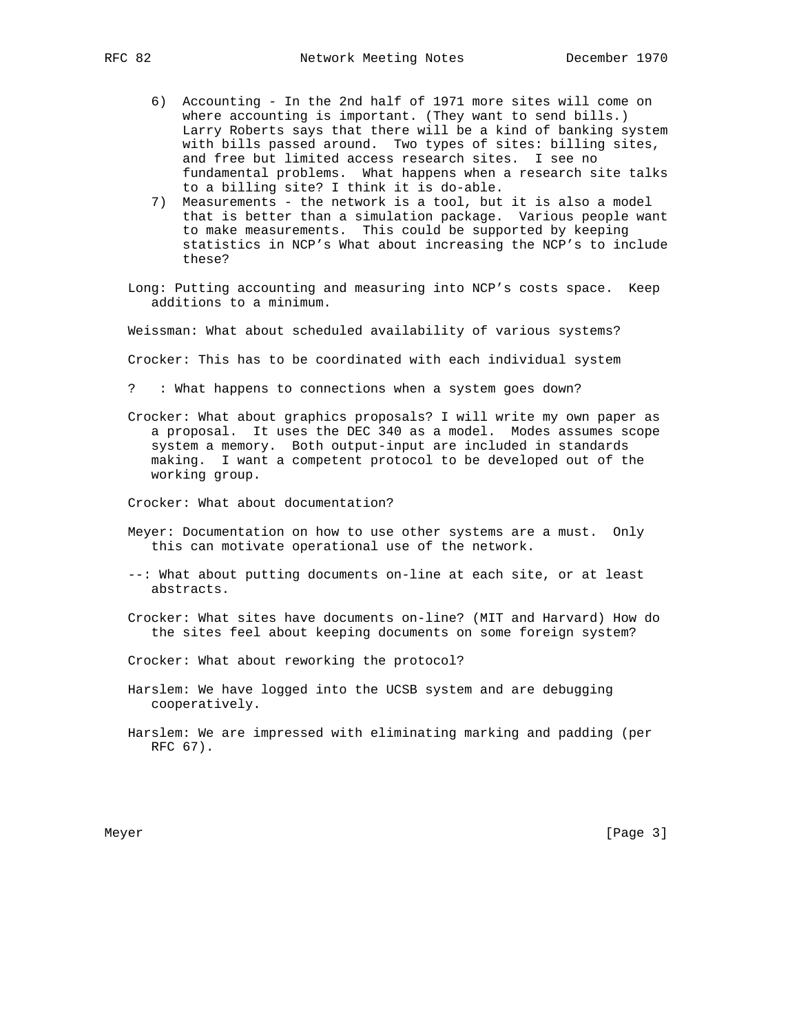6) Accounting - In the 2nd half of 1971 more sites will come on where accounting is important. (They want to send bills.) Larry Roberts says that there will be a kind of banking system with bills passed around. Two types of sites: billing sites, and free but limited access research sites. I see no fundamental problems. What happens when a research site talks to a billing site? I think it is do-able.
7) Measurements - the network is a tool, but it is also a model that is better than a simulation package. Various people want to make measurements. This could be supported by keeping statistics in NCP's What about increasing the NCP's to include these?

Long: Putting accounting and measuring into NCP's costs space. Keep additions to a minimum.

Weissman: What about scheduled availability of various systems?

Crocker: This has to be coordinated with each individual system

? : What happens to connections when a system goes down?

Crocker: What about graphics proposals? I will write my own paper as a proposal. It uses the DEC 340 as a model. Modes assumes scope system a memory. Both output-input are included in standards making. I want a competent protocol to be developed out of the working group.

Crocker: What about documentation?

Meyer: Documentation on how to use other systems are a must. Only this can motivate operational use of the network.

--: What about putting documents on-line at each site, or at least abstracts.

Crocker: What sites have documents on-line? (MIT and Harvard) How do the sites feel about keeping documents on some foreign system?

Crocker: What about reworking the protocol?

Harslem: We have logged into the UCSB system and are debugging cooperatively.

Harslem: We are impressed with eliminating marking and padding (per RFC 67).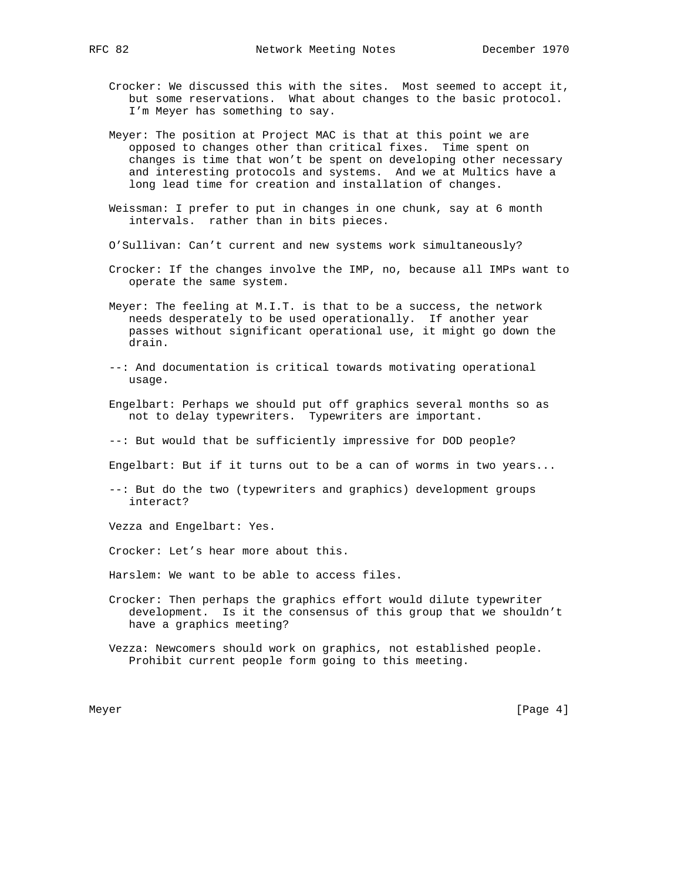Crocker: We discussed this with the sites. Most seemed to accept it, but some reservations. What about changes to the basic protocol. I'm Meyer has something to say.

Meyer: The position at Project MAC is that at this point we are opposed to changes other than critical fixes. Time spent on changes is time that won't be spent on developing other necessary and interesting protocols and systems. And we at Multics have a long lead time for creation and installation of changes.

Weissman: I prefer to put in changes in one chunk, say at 6 month intervals. rather than in bits pieces.

O'Sullivan: Can't current and new systems work simultaneously?

Crocker: If the changes involve the IMP, no, because all IMPs want to operate the same system.

Meyer: The feeling at M.I.T. is that to be a success, the network needs desperately to be used operationally. If another year passes without significant operational use, it might go down the drain.

--: And documentation is critical towards motivating operational usage.

Engelbart: Perhaps we should put off graphics several months so as not to delay typewriters. Typewriters are important.

--: But would that be sufficiently impressive for DOD people?

Engelbart: But if it turns out to be a can of worms in two years...

--: But do the two (typewriters and graphics) development groups interact?

Vezza and Engelbart: Yes.

Crocker: Let's hear more about this.

Harslem: We want to be able to access files.

Crocker: Then perhaps the graphics effort would dilute typewriter development. Is it the consensus of this group that we shouldn't have a graphics meeting?

Vezza: Newcomers should work on graphics, not established people. Prohibit current people form going to this meeting.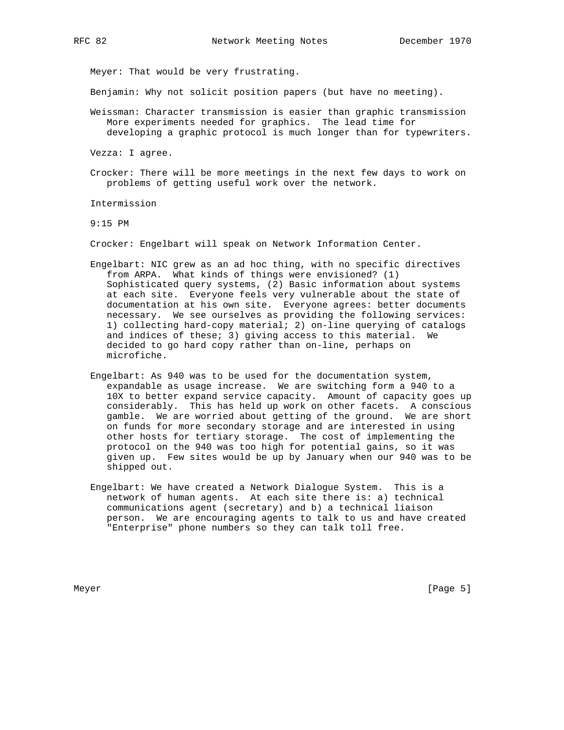Meyer: That would be very frustrating.

Benjamin: Why not solicit position papers (but have no meeting).

Weissman: Character transmission is easier than graphic transmission More experiments needed for graphics. The lead time for developing a graphic protocol is much longer than for typewriters.

Vezza: I agree.

Crocker: There will be more meetings in the next few days to work on problems of getting useful work over the network.

Intermission

9:15 PM

Crocker: Engelbart will speak on Network Information Center.

Engelbart: NIC grew as an ad hoc thing, with no specific directives from ARPA. What kinds of things were envisioned? (1) Sophisticated query systems, (2) Basic information about systems at each site. Everyone feels very vulnerable about the state of documentation at his own site. Everyone agrees: better documents necessary. We see ourselves as providing the following services: 1) collecting hard-copy material; 2) on-line querying of catalogs and indices of these; 3) giving access to this material. We decided to go hard copy rather than on-line, perhaps on microfiche.

Engelbart: As 940 was to be used for the documentation system, expandable as usage increase. We are switching form a 940 to a 10X to better expand service capacity. Amount of capacity goes up considerably. This has held up work on other facets. A conscious gamble. We are worried about getting of the ground. We are short on funds for more secondary storage and are interested in using other hosts for tertiary storage. The cost of implementing the protocol on the 940 was too high for potential gains, so it was given up. Few sites would be up by January when our 940 was to be shipped out.

Engelbart: We have created a Network Dialogue System. This is a network of human agents. At each site there is: a) technical communications agent (secretary) and b) a technical liaison person. We are encouraging agents to talk to us and have created "Enterprise" phone numbers so they can talk toll free.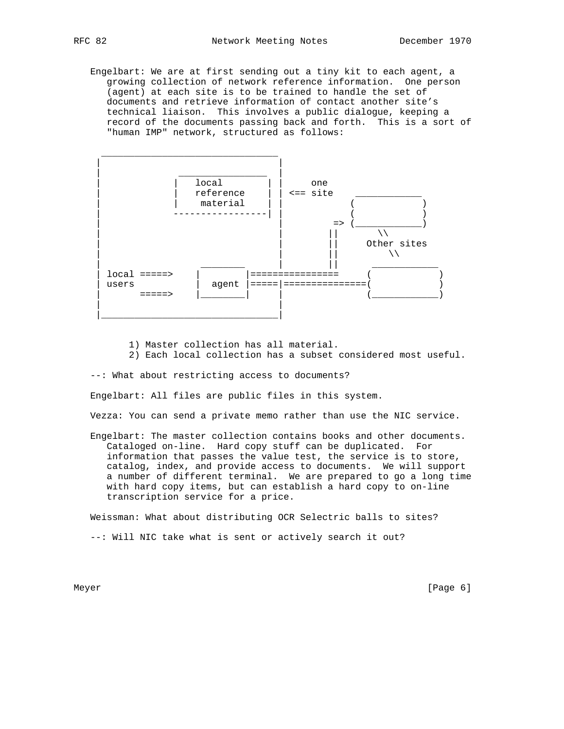Engelbart: We are at first sending out a tiny kit to each agent, a growing collection of network reference information. One person (agent) at each site is to be trained to handle the set of documents and retrieve information of contact another site's technical liaison. This involves a public dialogue, keeping a record of the documents passing back and forth. This is a sort of "human IMP" network, structured as follows:

```
 ________________________________
|                                |
|              _________________ |
|             |   local         | |      one
|             |   reference     | | <== site    ____________
|             |    material     | |           (            )
|             -----------------| |           (            )
|                                |        => (____________)
|                                |       ||       \\
|                                |       ||     Other sites
|                                |       ||         \\
|                 ________       |       ||       ____________
| local =====>   |        |================      (            )
| users          |  agent |=====|===============(            )
|       =====>   |________|      |               (____________)
|                                |
|________________________________|
```

1) Master collection has all material.
2) Each local collection has a subset considered most useful.

--: What about restricting access to documents?

Engelbart: All files are public files in this system.

Vezza: You can send a private memo rather than use the NIC service.

Engelbart: The master collection contains books and other documents. Cataloged on-line. Hard copy stuff can be duplicated. For information that passes the value test, the service is to store, catalog, index, and provide access to documents. We will support a number of different terminal. We are prepared to go a long time with hard copy items, but can establish a hard copy to on-line transcription service for a price.

Weissman: What about distributing OCR Selectric balls to sites?

--: Will NIC take what is sent or actively search it out?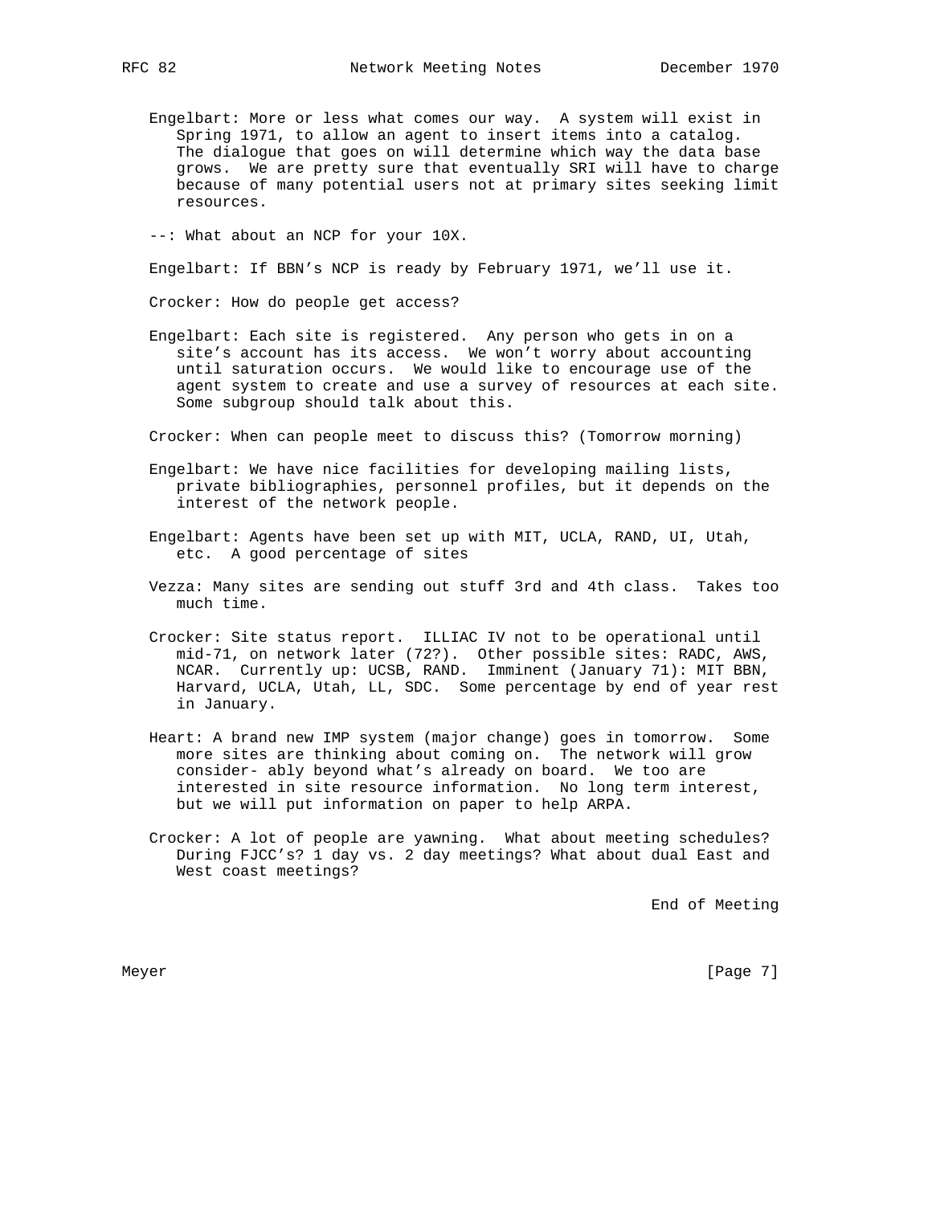Engelbart: More or less what comes our way. A system will exist in Spring 1971, to allow an agent to insert items into a catalog. The dialogue that goes on will determine which way the data base grows. We are pretty sure that eventually SRI will have to charge because of many potential users not at primary sites seeking limit resources.

--: What about an NCP for your 10X.

Engelbart: If BBN's NCP is ready by February 1971, we'll use it.

Crocker: How do people get access?

Engelbart: Each site is registered. Any person who gets in on a site's account has its access. We won't worry about accounting until saturation occurs. We would like to encourage use of the agent system to create and use a survey of resources at each site. Some subgroup should talk about this.

Crocker: When can people meet to discuss this? (Tomorrow morning)

Engelbart: We have nice facilities for developing mailing lists, private bibliographies, personnel profiles, but it depends on the interest of the network people.

Engelbart: Agents have been set up with MIT, UCLA, RAND, UI, Utah, etc. A good percentage of sites

Vezza: Many sites are sending out stuff 3rd and 4th class. Takes too much time.

Crocker: Site status report. ILLIAC IV not to be operational until mid-71, on network later (72?). Other possible sites: RADC, AWS, NCAR. Currently up: UCSB, RAND. Imminent (January 71): MIT BBN, Harvard, UCLA, Utah, LL, SDC. Some percentage by end of year rest in January.

Heart: A brand new IMP system (major change) goes in tomorrow. Some more sites are thinking about coming on. The network will grow consider- ably beyond what's already on board. We too are interested in site resource information. No long term interest, but we will put information on paper to help ARPA.

Crocker: A lot of people are yawning. What about meeting schedules? During FJCC's? 1 day vs. 2 day meetings? What about dual East and West coast meetings?

End of Meeting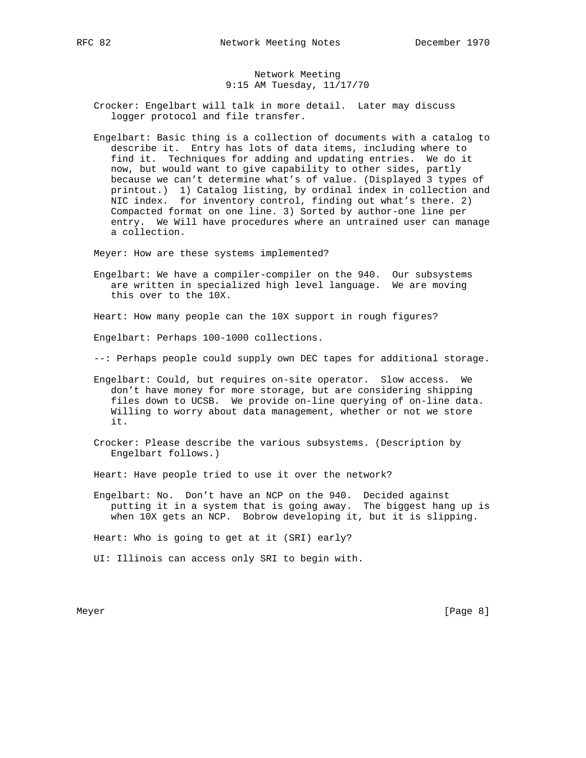Network Meeting
9:15 AM Tuesday, 11/17/70

Crocker: Engelbart will talk in more detail. Later may discuss logger protocol and file transfer.

Engelbart: Basic thing is a collection of documents with a catalog to describe it. Entry has lots of data items, including where to find it. Techniques for adding and updating entries. We do it now, but would want to give capability to other sides, partly because we can't determine what's of value. (Displayed 3 types of printout.) 1) Catalog listing, by ordinal index in collection and NIC index. for inventory control, finding out what's there. 2) Compacted format on one line. 3) Sorted by author-one line per entry. We Will have procedures where an untrained user can manage a collection.

Meyer: How are these systems implemented?

Engelbart: We have a compiler-compiler on the 940. Our subsystems are written in specialized high level language. We are moving this over to the 10X.

Heart: How many people can the 10X support in rough figures?

Engelbart: Perhaps 100-1000 collections.

--: Perhaps people could supply own DEC tapes for additional storage.

Engelbart: Could, but requires on-site operator. Slow access. We don't have money for more storage, but are considering shipping files down to UCSB. We provide on-line querying of on-line data. Willing to worry about data management, whether or not we store it.

Crocker: Please describe the various subsystems. (Description by Engelbart follows.)

Heart: Have people tried to use it over the network?

Engelbart: No. Don't have an NCP on the 940. Decided against putting it in a system that is going away. The biggest hang up is when 10X gets an NCP. Bobrow developing it, but it is slipping.

Heart: Who is going to get at it (SRI) early?

UI: Illinois can access only SRI to begin with.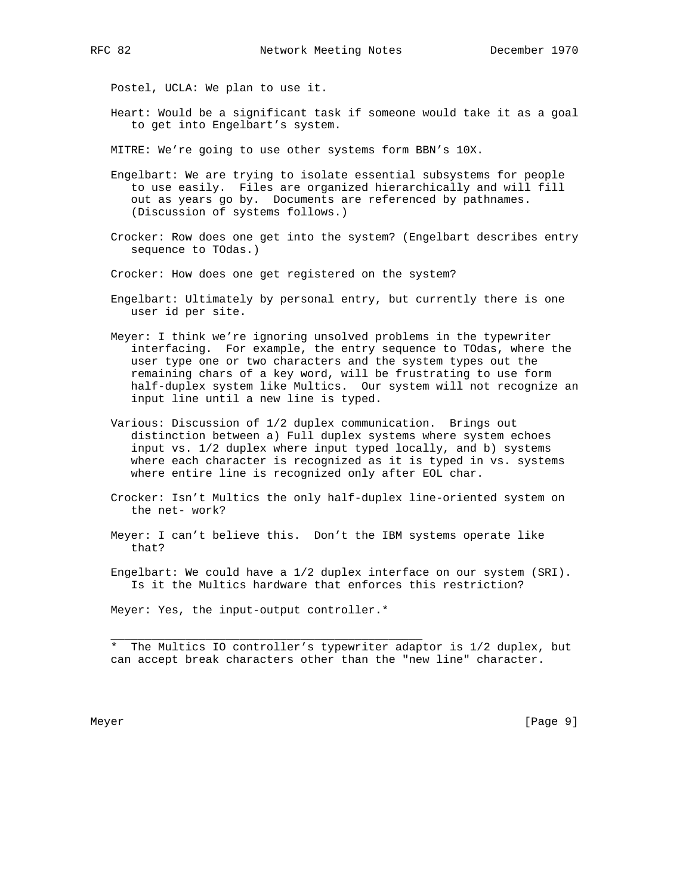Postel, UCLA: We plan to use it.

Heart: Would be a significant task if someone would take it as a goal to get into Engelbart's system.

MITRE: We're going to use other systems form BBN's 10X.

Engelbart: We are trying to isolate essential subsystems for people to use easily. Files are organized hierarchically and will fill out as years go by. Documents are referenced by pathnames. (Discussion of systems follows.)

Crocker: Row does one get into the system? (Engelbart describes entry sequence to TOdas.)

Crocker: How does one get registered on the system?

Engelbart: Ultimately by personal entry, but currently there is one user id per site.

Meyer: I think we're ignoring unsolved problems in the typewriter interfacing. For example, the entry sequence to TOdas, where the user type one or two characters and the system types out the remaining chars of a key word, will be frustrating to use form half-duplex system like Multics. Our system will not recognize an input line until a new line is typed.

Various: Discussion of 1/2 duplex communication. Brings out distinction between a) Full duplex systems where system echoes input vs. 1/2 duplex where input typed locally, and b) systems where each character is recognized as it is typed in vs. systems where entire line is recognized only after EOL char.

Crocker: Isn't Multics the only half-duplex line-oriented system on the net- work?

Meyer: I can't believe this. Don't the IBM systems operate like that?

Engelbart: We could have a 1/2 duplex interface on our system (SRI). Is it the Multics hardware that enforces this restriction?

Meyer: Yes, the input-output controller.*

---

* The Multics IO controller's typewriter adaptor is 1/2 duplex, but can accept break characters other than the "new line" character.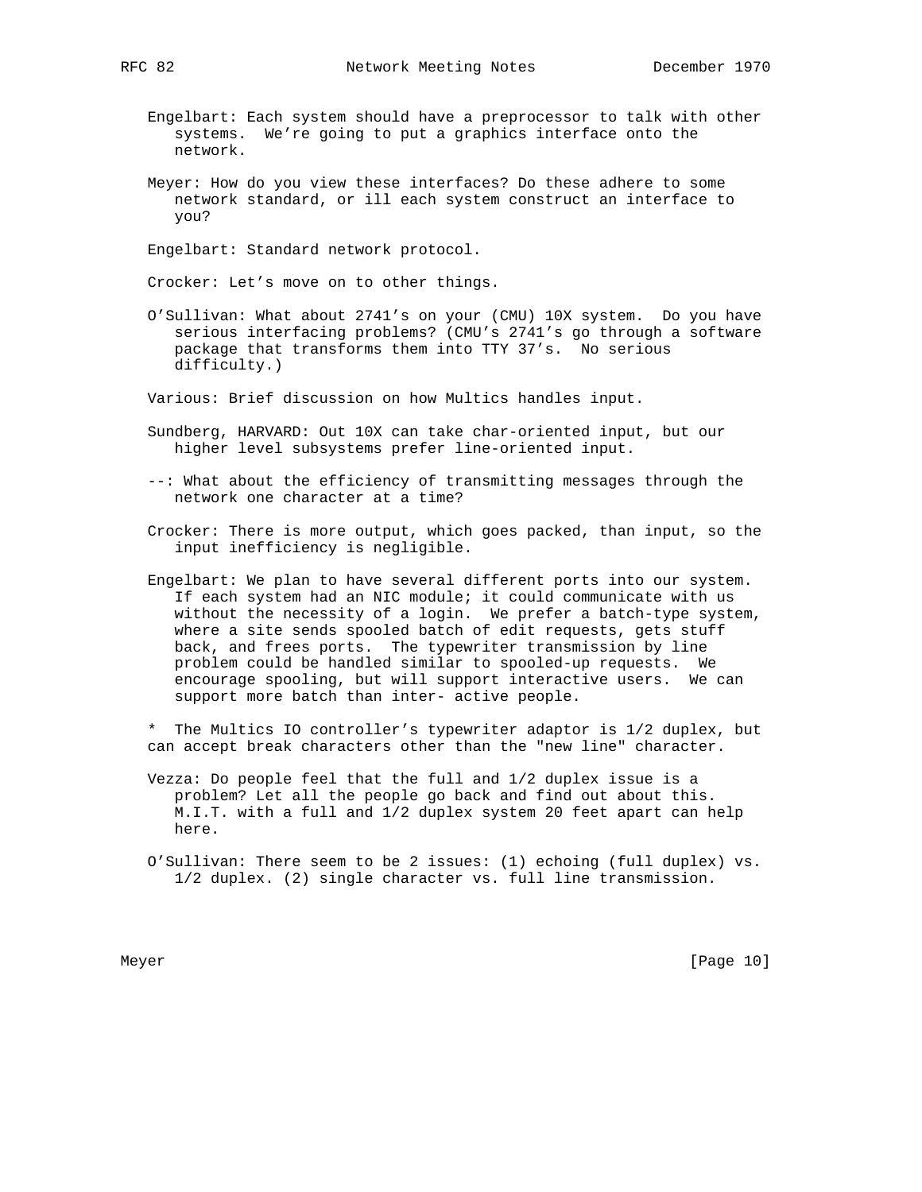Engelbart: Each system should have a preprocessor to talk with other systems. We're going to put a graphics interface onto the network.

Meyer: How do you view these interfaces? Do these adhere to some network standard, or ill each system construct an interface to you?

Engelbart: Standard network protocol.

Crocker: Let's move on to other things.

O'Sullivan: What about 2741's on your (CMU) 10X system. Do you have serious interfacing problems? (CMU's 2741's go through a software package that transforms them into TTY 37's. No serious difficulty.)

Various: Brief discussion on how Multics handles input.

Sundberg, HARVARD: Out 10X can take char-oriented input, but our higher level subsystems prefer line-oriented input.

--: What about the efficiency of transmitting messages through the network one character at a time?

Crocker: There is more output, which goes packed, than input, so the input inefficiency is negligible.

Engelbart: We plan to have several different ports into our system. If each system had an NIC module; it could communicate with us without the necessity of a login. We prefer a batch-type system, where a site sends spooled batch of edit requests, gets stuff back, and frees ports. The typewriter transmission by line problem could be handled similar to spooled-up requests. We encourage spooling, but will support interactive users. We can support more batch than inter- active people.

* The Multics IO controller's typewriter adaptor is 1/2 duplex, but can accept break characters other than the "new line" character.

Vezza: Do people feel that the full and 1/2 duplex issue is a problem? Let all the people go back and find out about this. M.I.T. with a full and 1/2 duplex system 20 feet apart can help here.

O'Sullivan: There seem to be 2 issues: (1) echoing (full duplex) vs. 1/2 duplex. (2) single character vs. full line transmission.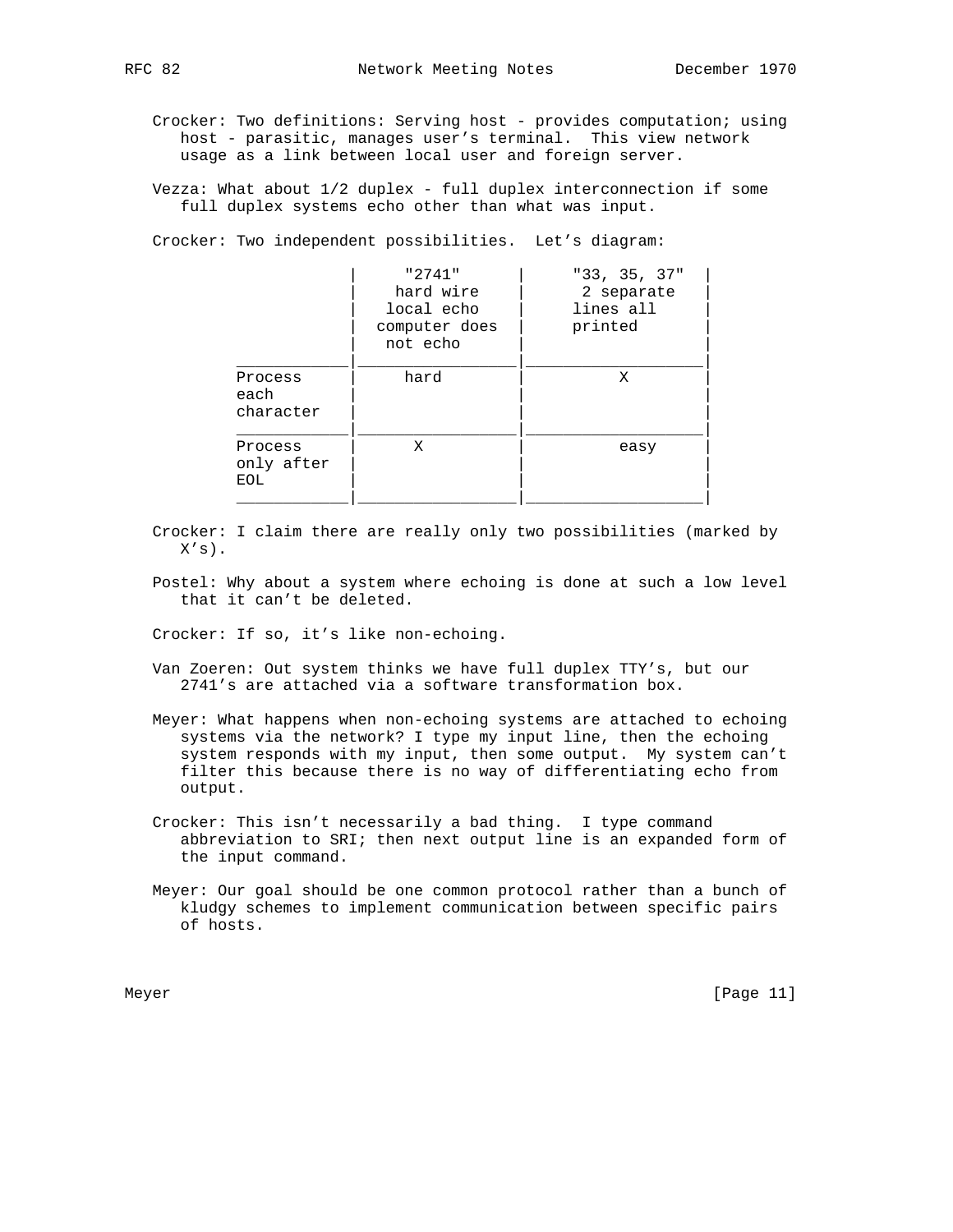Crocker: Two definitions: Serving host - provides computation; using host - parasitic, manages user's terminal. This view network usage as a link between local user and foreign server.

Vezza: What about 1/2 duplex - full duplex interconnection if some full duplex systems echo other than what was input.

Crocker: Two independent possibilities. Let's diagram:

| | "2741" hard wire local echo computer does not echo | "33, 35, 37" 2 separate lines all printed |
|---|---|---|
| Process each character | hard | X |
| Process only after EOL | X | easy |

Crocker: I claim there are really only two possibilities (marked by X's).

Postel: Why about a system where echoing is done at such a low level that it can't be deleted.

Crocker: If so, it's like non-echoing.

Van Zoeren: Out system thinks we have full duplex TTY's, but our 2741's are attached via a software transformation box.

Meyer: What happens when non-echoing systems are attached to echoing systems via the network? I type my input line, then the echoing system responds with my input, then some output. My system can't filter this because there is no way of differentiating echo from output.

Crocker: This isn't necessarily a bad thing. I type command abbreviation to SRI; then next output line is an expanded form of the input command.

Meyer: Our goal should be one common protocol rather than a bunch of kludgy schemes to implement communication between specific pairs of hosts.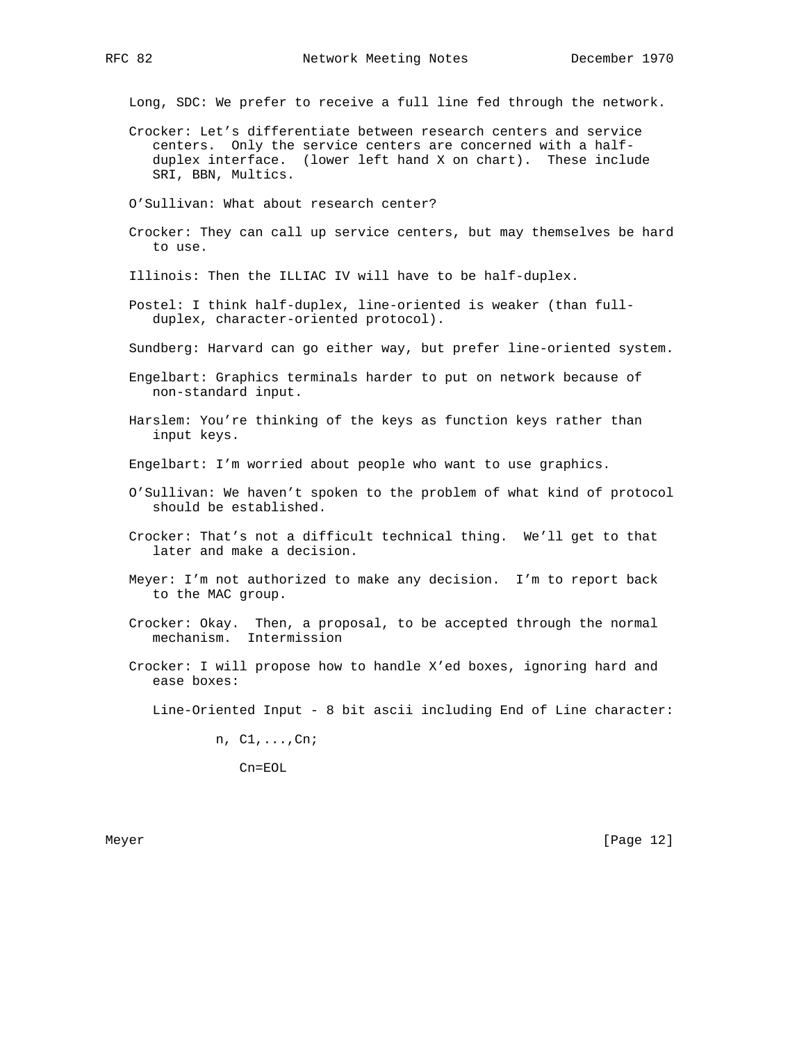Long, SDC: We prefer to receive a full line fed through the network.

Crocker: Let's differentiate between research centers and service centers. Only the service centers are concerned with a half-duplex interface. (lower left hand X on chart). These include SRI, BBN, Multics.

O'Sullivan: What about research center?

Crocker: They can call up service centers, but may themselves be hard to use.

Illinois: Then the ILLIAC IV will have to be half-duplex.

Postel: I think half-duplex, line-oriented is weaker (than full-duplex, character-oriented protocol).

Sundberg: Harvard can go either way, but prefer line-oriented system.

Engelbart: Graphics terminals harder to put on network because of non-standard input.

Harslem: You're thinking of the keys as function keys rather than input keys.

Engelbart: I'm worried about people who want to use graphics.

O'Sullivan: We haven't spoken to the problem of what kind of protocol should be established.

Crocker: That's not a difficult technical thing. We'll get to that later and make a decision.

Meyer: I'm not authorized to make any decision. I'm to report back to the MAC group.

Crocker: Okay. Then, a proposal, to be accepted through the normal mechanism. Intermission

Crocker: I will propose how to handle X'ed boxes, ignoring hard and ease boxes:

Line-Oriented Input - 8 bit ascii including End of Line character:

```
        n, C1,...,Cn;

          Cn=EOL
```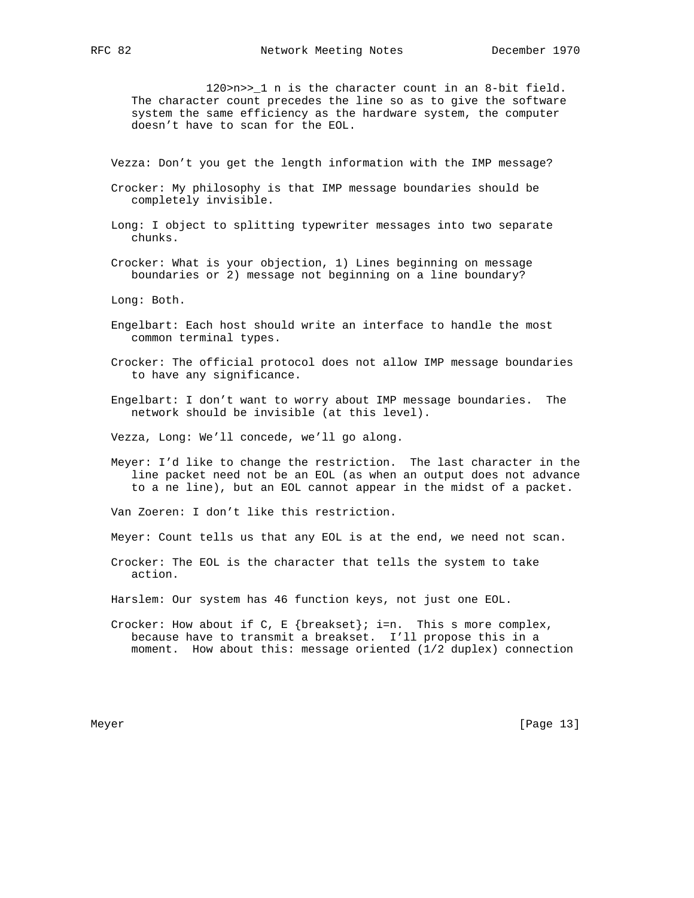120>n>>_1 n is the character count in an 8-bit field. The character count precedes the line so as to give the software system the same efficiency as the hardware system, the computer doesn't have to scan for the EOL.

Vezza: Don't you get the length information with the IMP message?

Crocker: My philosophy is that IMP message boundaries should be completely invisible.

Long: I object to splitting typewriter messages into two separate chunks.

Crocker: What is your objection, 1) Lines beginning on message boundaries or 2) message not beginning on a line boundary?

Long: Both.

Engelbart: Each host should write an interface to handle the most common terminal types.

Crocker: The official protocol does not allow IMP message boundaries to have any significance.

Engelbart: I don't want to worry about IMP message boundaries. The network should be invisible (at this level).

Vezza, Long: We'll concede, we'll go along.

Meyer: I'd like to change the restriction. The last character in the line packet need not be an EOL (as when an output does not advance to a ne line), but an EOL cannot appear in the midst of a packet.

Van Zoeren: I don't like this restriction.

Meyer: Count tells us that any EOL is at the end, we need not scan.

Crocker: The EOL is the character that tells the system to take action.

Harslem: Our system has 46 function keys, not just one EOL.

Crocker: How about if C, E {breakset}; i=n. This s more complex, because have to transmit a breakset. I'll propose this in a moment. How about this: message oriented (1/2 duplex) connection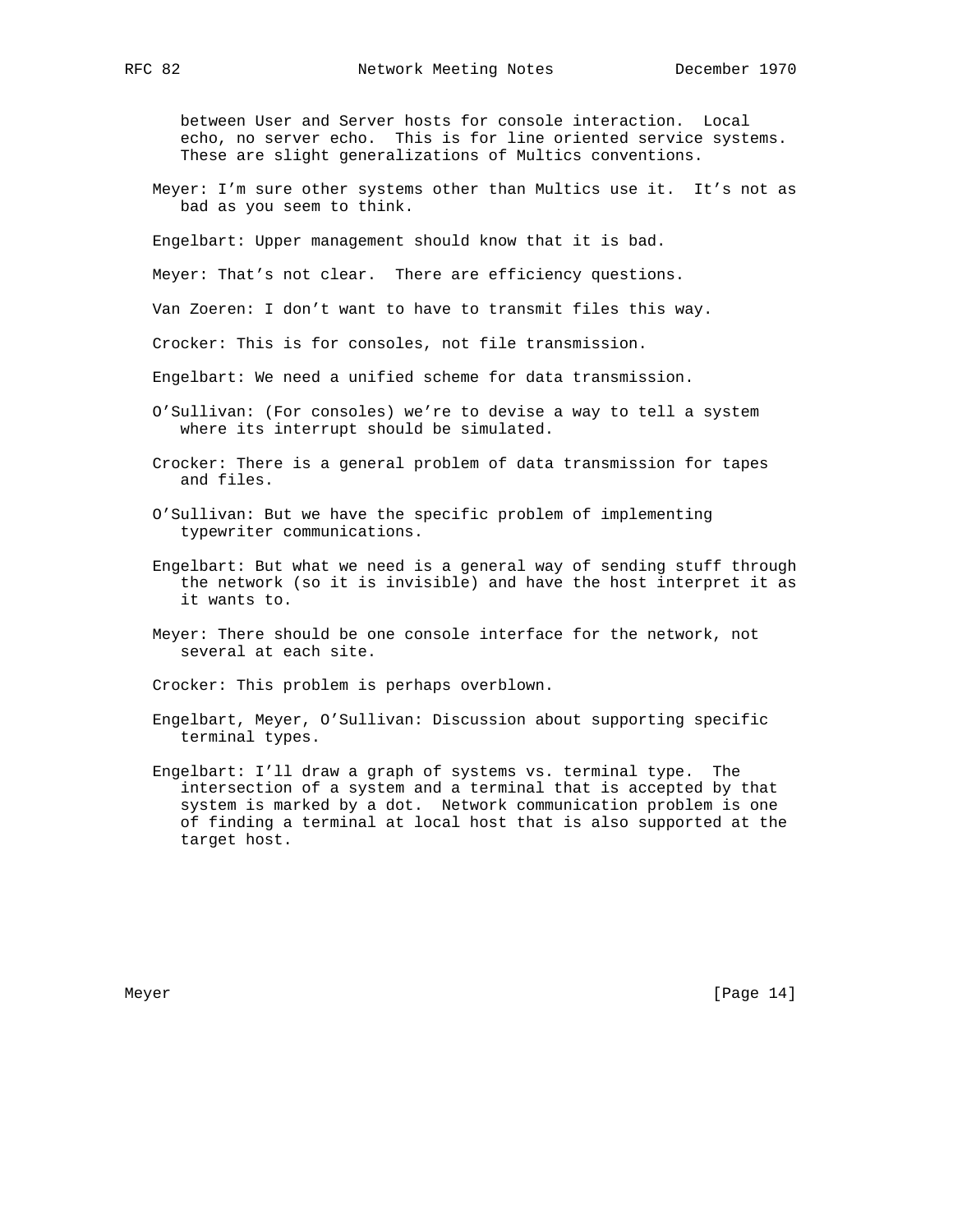between User and Server hosts for console interaction. Local echo, no server echo. This is for line oriented service systems. These are slight generalizations of Multics conventions.

Meyer: I’m sure other systems other than Multics use it. It’s not as bad as you seem to think.

Engelbart: Upper management should know that it is bad.

Meyer: That’s not clear. There are efficiency questions.

Van Zoeren: I don’t want to have to transmit files this way.

Crocker: This is for consoles, not file transmission.

Engelbart: We need a unified scheme for data transmission.

O’Sullivan: (For consoles) we’re to devise a way to tell a system where its interrupt should be simulated.

Crocker: There is a general problem of data transmission for tapes and files.

O’Sullivan: But we have the specific problem of implementing typewriter communications.

Engelbart: But what we need is a general way of sending stuff through the network (so it is invisible) and have the host interpret it as it wants to.

Meyer: There should be one console interface for the network, not several at each site.

Crocker: This problem is perhaps overblown.

Engelbart, Meyer, O’Sullivan: Discussion about supporting specific terminal types.

Engelbart: I’ll draw a graph of systems vs. terminal type. The intersection of a system and a terminal that is accepted by that system is marked by a dot. Network communication problem is one of finding a terminal at local host that is also supported at the target host.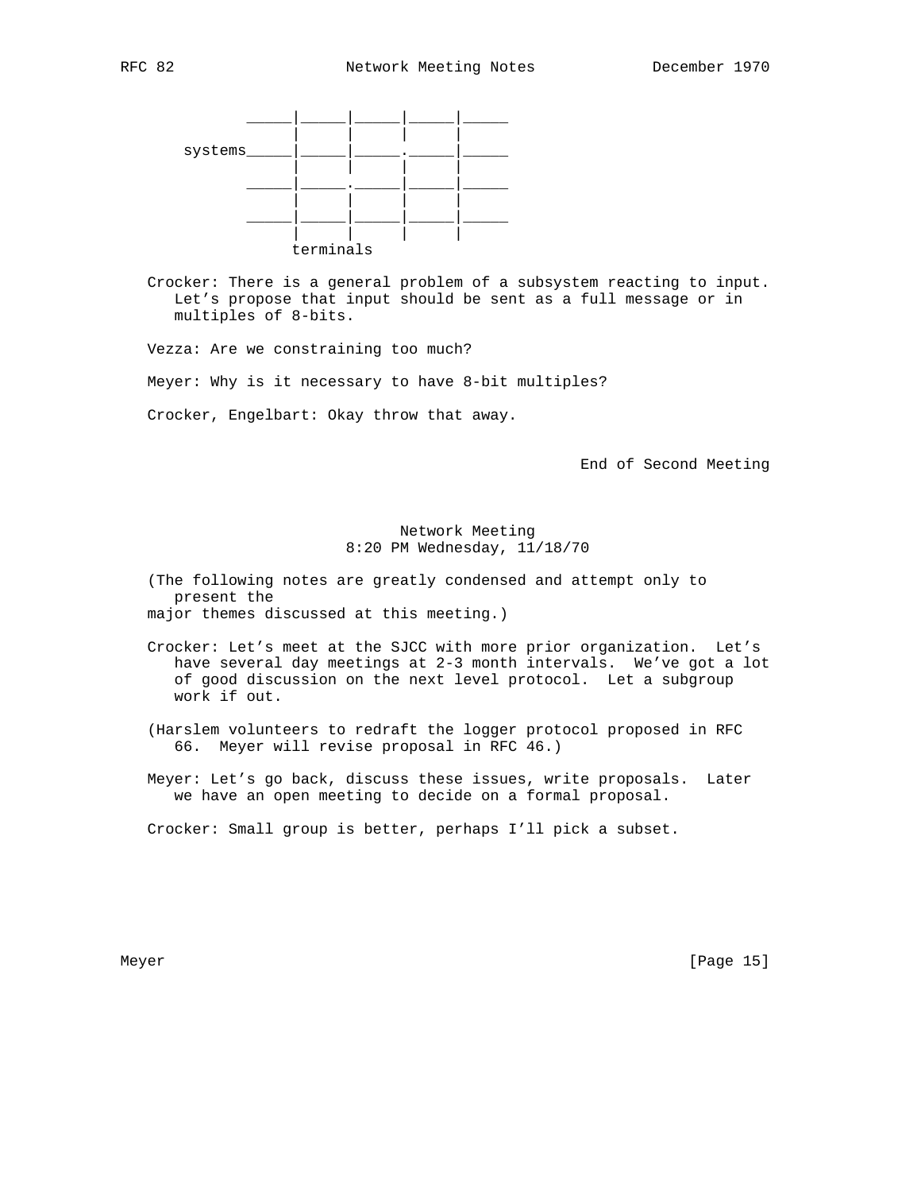```
          _____|_____|_____|_____|_____
               |     |     |     |
   systems_____|_____|_____._____|_____
               |     |     |     |
          _____|_____._____|_____|_____
               |     |     |     |
          _____|_____|_____|_____|_____
               |     |     |     |
              terminals
```

Crocker: There is a general problem of a subsystem reacting to input. Let's propose that input should be sent as a full message or in multiples of 8-bits.

Vezza: Are we constraining too much?

Meyer: Why is it necessary to have 8-bit multiples?

Crocker, Engelbart: Okay throw that away.

End of Second Meeting

## Network Meeting
## 8:20 PM Wednesday, 11/18/70

(The following notes are greatly condensed and attempt only to present the
major themes discussed at this meeting.)

Crocker: Let's meet at the SJCC with more prior organization. Let's have several day meetings at 2-3 month intervals. We've got a lot of good discussion on the next level protocol. Let a subgroup work if out.

(Harslem volunteers to redraft the logger protocol proposed in RFC 66. Meyer will revise proposal in RFC 46.)

Meyer: Let's go back, discuss these issues, write proposals. Later we have an open meeting to decide on a formal proposal.

Crocker: Small group is better, perhaps I'll pick a subset.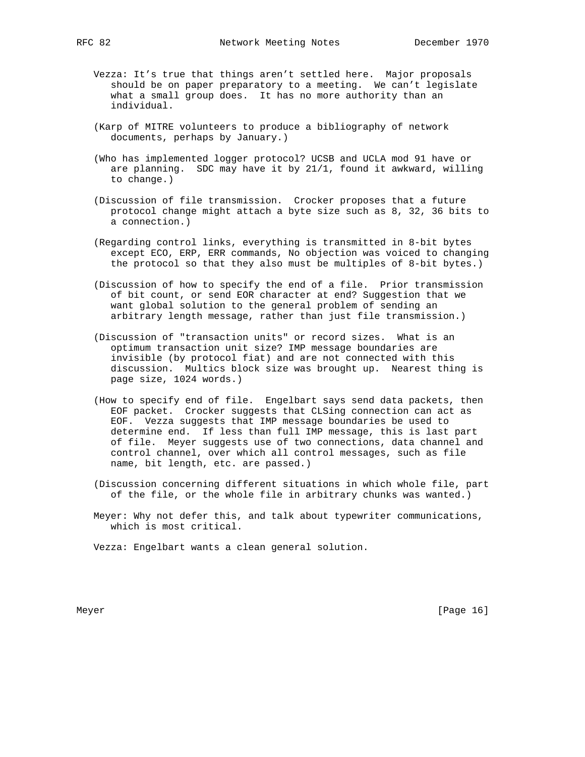Vezza: It's true that things aren't settled here. Major proposals should be on paper preparatory to a meeting. We can't legislate what a small group does. It has no more authority than an individual.

(Karp of MITRE volunteers to produce a bibliography of network documents, perhaps by January.)

(Who has implemented logger protocol? UCSB and UCLA mod 91 have or are planning. SDC may have it by 21/1, found it awkward, willing to change.)

(Discussion of file transmission. Crocker proposes that a future protocol change might attach a byte size such as 8, 32, 36 bits to a connection.)

(Regarding control links, everything is transmitted in 8-bit bytes except ECO, ERP, ERR commands, No objection was voiced to changing the protocol so that they also must be multiples of 8-bit bytes.)

(Discussion of how to specify the end of a file. Prior transmission of bit count, or send EOR character at end? Suggestion that we want global solution to the general problem of sending an arbitrary length message, rather than just file transmission.)

(Discussion of "transaction units" or record sizes. What is an optimum transaction unit size? IMP message boundaries are invisible (by protocol fiat) and are not connected with this discussion. Multics block size was brought up. Nearest thing is page size, 1024 words.)

(How to specify end of file. Engelbart says send data packets, then EOF packet. Crocker suggests that CLSing connection can act as EOF. Vezza suggests that IMP message boundaries be used to determine end. If less than full IMP message, this is last part of file. Meyer suggests use of two connections, data channel and control channel, over which all control messages, such as file name, bit length, etc. are passed.)

(Discussion concerning different situations in which whole file, part of the file, or the whole file in arbitrary chunks was wanted.)

Meyer: Why not defer this, and talk about typewriter communications, which is most critical.

Vezza: Engelbart wants a clean general solution.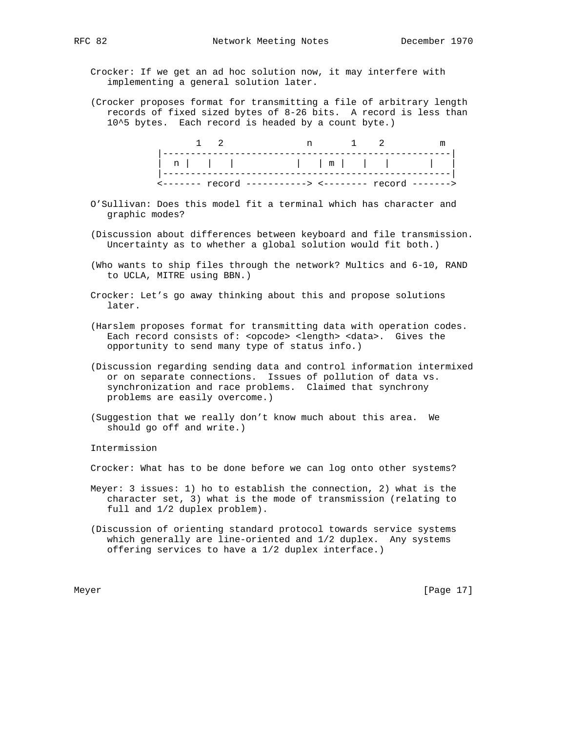Crocker: If we get an ad hoc solution now, it may interfere with implementing a general solution later.

(Crocker proposes format for transmitting a file of arbitrary length records of fixed sized bytes of 8-26 bits. A record is less than 10^5 bytes. Each record is headed by a count byte.)

```
       1   2              n       1    2          m
  |----------------------------------------------------|
  |  n |   |   |          |   | m |   |   |       |   |
  |----------------------------------------------------|
  <------- record -----------> <--------- record ------->
```

O'Sullivan: Does this model fit a terminal which has character and graphic modes?

(Discussion about differences between keyboard and file transmission. Uncertainty as to whether a global solution would fit both.)

(Who wants to ship files through the network? Multics and 6-10, RAND to UCLA, MITRE using BBN.)

Crocker: Let's go away thinking about this and propose solutions later.

(Harslem proposes format for transmitting data with operation codes. Each record consists of: <opcode> <length> <data>. Gives the opportunity to send many type of status info.)

(Discussion regarding sending data and control information intermixed or on separate connections. Issues of pollution of data vs. synchronization and race problems. Claimed that synchrony problems are easily overcome.)

(Suggestion that we really don't know much about this area. We should go off and write.)

Intermission

Crocker: What has to be done before we can log onto other systems?

Meyer: 3 issues: 1) ho to establish the connection, 2) what is the character set, 3) what is the mode of transmission (relating to full and 1/2 duplex problem).

(Discussion of orienting standard protocol towards service systems which generally are line-oriented and 1/2 duplex. Any systems offering services to have a 1/2 duplex interface.)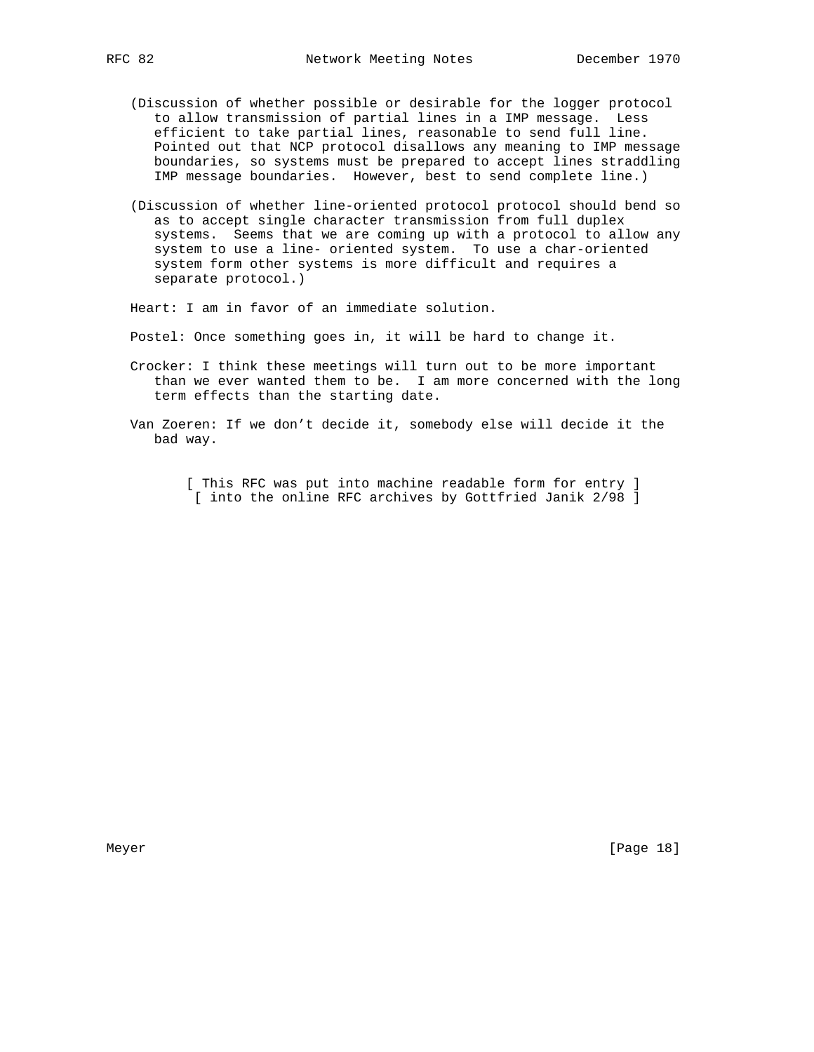(Discussion of whether possible or desirable for the logger protocol to allow transmission of partial lines in a IMP message. Less efficient to take partial lines, reasonable to send full line. Pointed out that NCP protocol disallows any meaning to IMP message boundaries, so systems must be prepared to accept lines straddling IMP message boundaries. However, best to send complete line.)

(Discussion of whether line-oriented protocol protocol should bend so as to accept single character transmission from full duplex systems. Seems that we are coming up with a protocol to allow any system to use a line- oriented system. To use a char-oriented system form other systems is more difficult and requires a separate protocol.)

Heart: I am in favor of an immediate solution.

Postel: Once something goes in, it will be hard to change it.

Crocker: I think these meetings will turn out to be more important than we ever wanted them to be. I am more concerned with the long term effects than the starting date.

Van Zoeren: If we don't decide it, somebody else will decide it the bad way.

[ This RFC was put into machine readable form for entry ]
[ into the online RFC archives by Gottfried Janik 2/98 ]